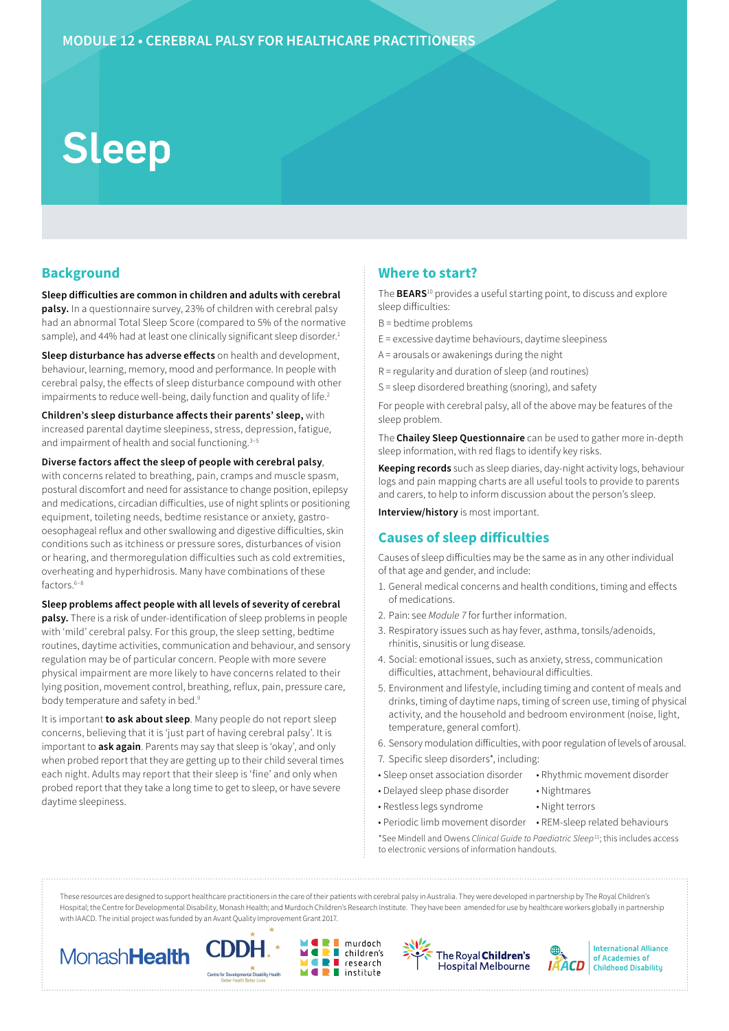MODULE 12 • CEREBRAL PALSY FOR HEALTHCARE PRACTITIONERS

# Sleep

## Background

**Sleep difficulties are common in children and adults with cerebral palsy.** In a questionnaire survey, 23% of children with cerebral palsy had an abnormal Total Sleep Score (compared to 5% of the normative sample), and 44% had at least one clinically significant sleep disorder.[1]

**Sleep disturbance has adverse effects** on health and development, behaviour, learning, memory, mood and performance. In people with cerebral palsy, the effects of sleep disturbance compound with other impairments to reduce well-being, daily function and quality of life.[2]

**Children's sleep disturbance affects their parents' sleep,** with increased parental daytime sleepiness, stress, depression, fatigue, and impairment of health and social functioning.[3–5]

**Diverse factors affect the sleep of people with cerebral palsy**, with concerns related to breathing, pain, cramps and muscle spasm, postural discomfort and need for assistance to change position, epilepsy and medications, circadian difficulties, use of night splints or positioning equipment, toileting needs, bedtime resistance or anxiety, gastro-oesophageal reflux and other swallowing and digestive difficulties, skin conditions such as itchiness or pressure sores, disturbances of vision or hearing, and thermoregulation difficulties such as cold extremities, overheating and hyperhidrosis. Many have combinations of these factors.[6–8]

**Sleep problems affect people with all levels of severity of cerebral palsy.** There is a risk of under-identification of sleep problems in people with 'mild' cerebral palsy. For this group, the sleep setting, bedtime routines, daytime activities, communication and behaviour, and sensory regulation may be of particular concern. People with more severe physical impairment are more likely to have concerns related to their lying position, movement control, breathing, reflux, pain, pressure care, body temperature and safety in bed.[9]

It is important **to ask about sleep**. Many people do not report sleep concerns, believing that it is 'just part of having cerebral palsy'. It is important to **ask again**. Parents may say that sleep is 'okay', and only when probed report that they are getting up to their child several times each night. Adults may report that their sleep is 'fine' and only when probed report that they take a long time to get to sleep, or have severe daytime sleepiness.

## Where to start?

The **BEARS**[10] provides a useful starting point, to discuss and explore sleep difficulties:

B = bedtime problems

E = excessive daytime behaviours, daytime sleepiness

A = arousals or awakenings during the night

R = regularity and duration of sleep (and routines)

S = sleep disordered breathing (snoring), and safety

For people with cerebral palsy, all of the above may be features of the sleep problem.

The **Chailey Sleep Questionnaire** can be used to gather more in-depth sleep information, with red flags to identify key risks.

**Keeping records** such as sleep diaries, day-night activity logs, behaviour logs and pain mapping charts are all useful tools to provide to parents and carers, to help to inform discussion about the person's sleep.

**Interview/history** is most important.

## Causes of sleep difficulties

Causes of sleep difficulties may be the same as in any other individual of that age and gender, and include:

1. General medical concerns and health conditions, timing and effects of medications.
2. Pain: see *Module 7* for further information.
3. Respiratory issues such as hay fever, asthma, tonsils/adenoids, rhinitis, sinusitis or lung disease.
4. Social: emotional issues, such as anxiety, stress, communication difficulties, attachment, behavioural difficulties.
5. Environment and lifestyle, including timing and content of meals and drinks, timing of daytime naps, timing of screen use, timing of physical activity, and the household and bedroom environment (noise, light, temperature, general comfort).
6. Sensory modulation difficulties, with poor regulation of levels of arousal.
7. Specific sleep disorders*, including:

- Sleep onset association disorder
- Delayed sleep phase disorder
- Restless legs syndrome
- Periodic limb movement disorder
- Rhythmic movement disorder
- Nightmares
- Night terrors
- REM-sleep related behaviours

*See Mindell and Owens *Clinical Guide to Paediatric Sleep*[11]; this includes access to electronic versions of information handouts.

These resources are designed to support healthcare practitioners in the care of their patients with cerebral palsy in Australia. They were developed in partnership by The Royal Children's Hospital; the Centre for Developmental Disability, Monash Health; and Murdoch Children's Research Institute. They have been amended for use by healthcare workers globally in partnership with IAACD. The initial project was funded by an Avant Quality Improvement Grant 2017.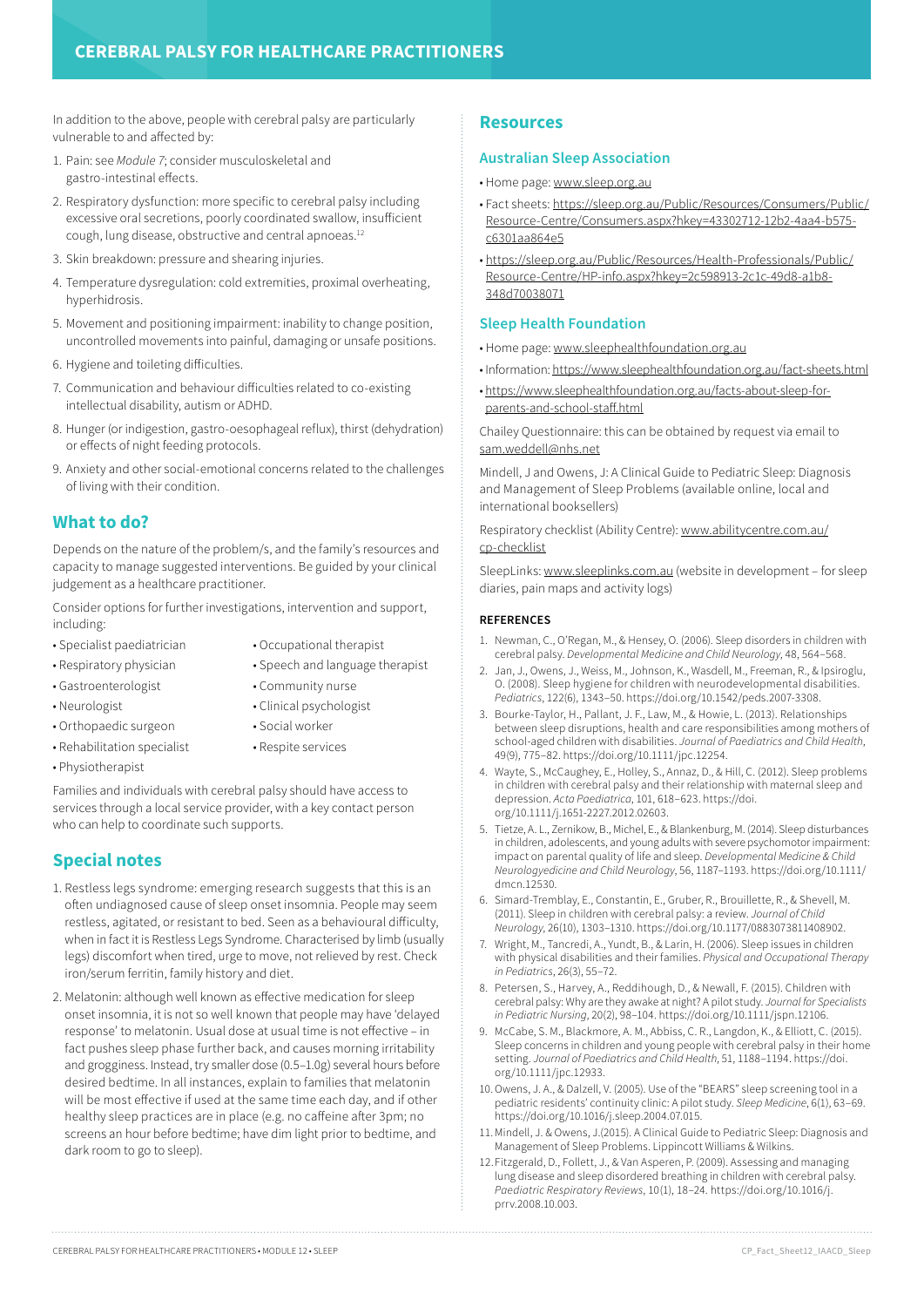In addition to the above, people with cerebral palsy are particularly vulnerable to and affected by:

1. Pain: see *Module 7*; consider musculoskeletal and gastro-intestinal effects.
2. Respiratory dysfunction: more specific to cerebral palsy including excessive oral secretions, poorly coordinated swallow, insufficient cough, lung disease, obstructive and central apnoeas.[12]
3. Skin breakdown: pressure and shearing injuries.
4. Temperature dysregulation: cold extremities, proximal overheating, hyperhidrosis.
5. Movement and positioning impairment: inability to change position, uncontrolled movements into painful, damaging or unsafe positions.
6. Hygiene and toileting difficulties.
7. Communication and behaviour difficulties related to co-existing intellectual disability, autism or ADHD.
8. Hunger (or indigestion, gastro-oesophageal reflux), thirst (dehydration) or effects of night feeding protocols.
9. Anxiety and other social-emotional concerns related to the challenges of living with their condition.

## What to do?

Depends on the nature of the problem/s, and the family's resources and capacity to manage suggested interventions. Be guided by your clinical judgement as a healthcare practitioner.

Consider options for further investigations, intervention and support, including:

- Specialist paediatrician
- Respiratory physician
- Gastroenterologist
- Neurologist
- Orthopaedic surgeon
- Rehabilitation specialist
- Physiotherapist
- Occupational therapist
- Speech and language therapist
- Community nurse
- Clinical psychologist
- Social worker
- Respite services

Families and individuals with cerebral palsy should have access to services through a local service provider, with a key contact person who can help to coordinate such supports.

## Special notes

1. Restless legs syndrome: emerging research suggests that this is an often undiagnosed cause of sleep onset insomnia. People may seem restless, agitated, or resistant to bed. Seen as a behavioural difficulty, when in fact it is Restless Legs Syndrome. Characterised by limb (usually legs) discomfort when tired, urge to move, not relieved by rest. Check iron/serum ferritin, family history and diet.
2. Melatonin: although well known as effective medication for sleep onset insomnia, it is not so well known that people may have 'delayed response' to melatonin. Usual dose at usual time is not effective – in fact pushes sleep phase further back, and causes morning irritability and grogginess. Instead, try smaller dose (0.5–1.0g) several hours before desired bedtime. In all instances, explain to families that melatonin will be most effective if used at the same time each day, and if other healthy sleep practices are in place (e.g. no caffeine after 3pm; no screens an hour before bedtime; have dim light prior to bedtime, and dark room to go to sleep).

## Resources

### Australian Sleep Association

- Home page: www.sleep.org.au
- Fact sheets: https://sleep.org.au/Public/Resources/Consumers/Public/Resource-Centre/Consumers.aspx?hkey=43302712-12b2-4aa4-b575-c6301aa864e5
- https://sleep.org.au/Public/Resources/Health-Professionals/Public/Resource-Centre/HP-info.aspx?hkey=2c598913-2c1c-49d8-a1b8-348d70038071

### Sleep Health Foundation

- Home page: www.sleephealthfoundation.org.au
- Information: https://www.sleephealthfoundation.org.au/fact-sheets.html
- https://www.sleephealthfoundation.org.au/facts-about-sleep-for-parents-and-school-staff.html

Chailey Questionnaire: this can be obtained by request via email to sam.weddell@nhs.net

Mindell, J and Owens, J: A Clinical Guide to Pediatric Sleep: Diagnosis and Management of Sleep Problems (available online, local and international booksellers)

Respiratory checklist (Ability Centre): www.abilitycentre.com.au/cp-checklist

SleepLinks: www.sleeplinks.com.au (website in development – for sleep diaries, pain maps and activity logs)

#### REFERENCES

1. Newman, C., O'Regan, M., & Hensey, O. (2006). Sleep disorders in children with cerebral palsy. *Developmental Medicine and Child Neurology*, 48, 564–568.
2. Jan, J., Owens, J., Weiss, M., Johnson, K., Wasdell, M., Freeman, R., & Ipsiroglu, O. (2008). Sleep hygiene for children with neurodevelopmental disabilities. *Pediatrics*, 122(6), 1343–50. https://doi.org/10.1542/peds.2007-3308.
3. Bourke-Taylor, H., Pallant, J. F., Law, M., & Howie, L. (2013). Relationships between sleep disruptions, health and care responsibilities among mothers of school-aged children with disabilities. *Journal of Paediatrics and Child Health*, 49(9), 775–82. https://doi.org/10.1111/jpc.12254.
4. Wayte, S., McCaughey, E., Holley, S., Annaz, D., & Hill, C. (2012). Sleep problems in children with cerebral palsy and their relationship with maternal sleep and depression. *Acta Paediatrica*, 101, 618–623. https://doi.org/10.1111/j.1651-2227.2012.02603.
5. Tietze, A. L., Zernikow, B., Michel, E., & Blankenburg, M. (2014). Sleep disturbances in children, adolescents, and young adults with severe psychomotor impairment: impact on parental quality of life and sleep. *Developmental Medicine & Child Neurologyedicine and Child Neurology*, 56, 1187–1193. https://doi.org/10.1111/dmcn.12530.
6. Simard-Tremblay, E., Constantin, E., Gruber, R., Brouillette, R., & Shevell, M. (2011). Sleep in children with cerebral palsy: a review. *Journal of Child Neurology*, 26(10), 1303–1310. https://doi.org/10.1177/0883073811408902.
7. Wright, M., Tancredi, A., Yundt, B., & Larin, H. (2006). Sleep issues in children with physical disabilities and their families. *Physical and Occupational Therapy in Pediatrics*, 26(3), 55–72.
8. Petersen, S., Harvey, A., Reddihough, D., & Newall, F. (2015). Children with cerebral palsy: Why are they awake at night? A pilot study. *Journal for Specialists in Pediatric Nursing*, 20(2), 98–104. https://doi.org/10.1111/jspn.12106.
9. McCabe, S. M., Blackmore, A. M., Abbiss, C. R., Langdon, K., & Elliott, C. (2015). Sleep concerns in children and young people with cerebral palsy in their home setting. *Journal of Paediatrics and Child Health*, 51, 1188–1194. https://doi.org/10.1111/jpc.12933.
10. Owens, J. A., & Dalzell, V. (2005). Use of the "BEARS" sleep screening tool in a pediatric residents' continuity clinic: A pilot study. *Sleep Medicine*, 6(1), 63–69. https://doi.org/10.1016/j.sleep.2004.07.015.
11. Mindell, J. & Owens, J.(2015). A Clinical Guide to Pediatric Sleep: Diagnosis and Management of Sleep Problems. Lippincott Williams & Wilkins.
12. Fitzgerald, D., Follett, J., & Van Asperen, P. (2009). Assessing and managing lung disease and sleep disordered breathing in children with cerebral palsy. *Paediatric Respiratory Reviews*, 10(1), 18–24. https://doi.org/10.1016/j.prrv.2008.10.003.